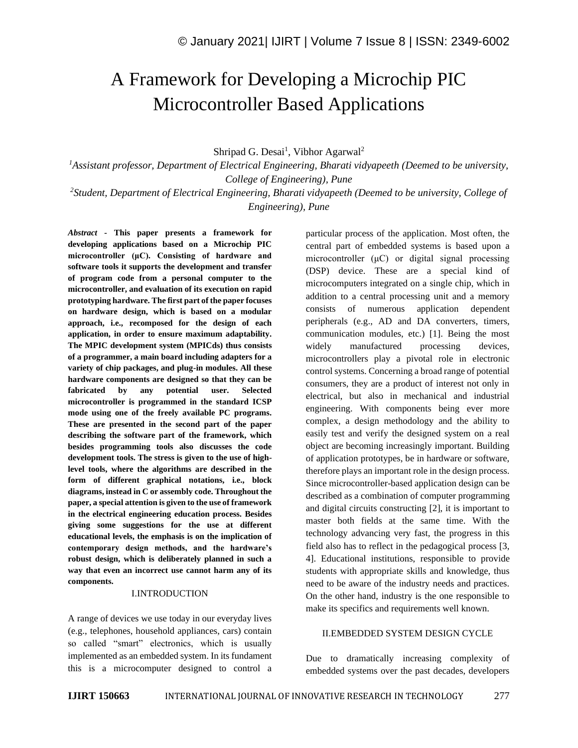# A Framework for Developing a Microchip PIC Microcontroller Based Applications

Shripad G. Desai[1], Vibhor Agarwal[2]

[1]*Assistant professor, Department of Electrical Engineering, Bharati vidyapeeth (Deemed to be university, College of Engineering), Pune*

[2]*Student, Department of Electrical Engineering, Bharati vidyapeeth (Deemed to be university, College of Engineering), Pune*

***Abstract*** - **This paper presents a framework for developing applications based on a Microchip PIC microcontroller (μC). Consisting of hardware and software tools it supports the development and transfer of program code from a personal computer to the microcontroller, and evaluation of its execution on rapid prototyping hardware. The first part of the paper focuses on hardware design, which is based on a modular approach, i.e., recomposed for the design of each application, in order to ensure maximum adaptability. The MPIC development system (MPICds) thus consists of a programmer, a main board including adapters for a variety of chip packages, and plug-in modules. All these hardware components are designed so that they can be fabricated by any potential user. Selected microcontroller is programmed in the standard ICSP mode using one of the freely available PC programs. These are presented in the second part of the paper describing the software part of the framework, which besides programming tools also discusses the code development tools. The stress is given to the use of high-level tools, where the algorithms are described in the form of different graphical notations, i.e., block diagrams, instead in C or assembly code. Throughout the paper, a special attention is given to the use of framework in the electrical engineering education process. Besides giving some suggestions for the use at different educational levels, the emphasis is on the implication of contemporary design methods, and the hardware's robust design, which is deliberately planned in such a way that even an incorrect use cannot harm any of its components.**

## I.INTRODUCTION

A range of devices we use today in our everyday lives (e.g., telephones, household appliances, cars) contain so called "smart" electronics, which is usually implemented as an embedded system. In its fundament this is a microcomputer designed to control a particular process of the application. Most often, the central part of embedded systems is based upon a microcontroller (μC) or digital signal processing (DSP) device. These are a special kind of microcomputers integrated on a single chip, which in addition to a central processing unit and a memory consists of numerous application dependent peripherals (e.g., AD and DA converters, timers, communication modules, etc.) [1]. Being the most widely manufactured processing devices, microcontrollers play a pivotal role in electronic control systems. Concerning a broad range of potential consumers, they are a product of interest not only in electrical, but also in mechanical and industrial engineering. With components being ever more complex, a design methodology and the ability to easily test and verify the designed system on a real object are becoming increasingly important. Building of application prototypes, be in hardware or software, therefore plays an important role in the design process. Since microcontroller-based application design can be described as a combination of computer programming and digital circuits constructing [2], it is important to master both fields at the same time. With the technology advancing very fast, the progress in this field also has to reflect in the pedagogical process [3, 4]. Educational institutions, responsible to provide students with appropriate skills and knowledge, thus need to be aware of the industry needs and practices. On the other hand, industry is the one responsible to make its specifics and requirements well known.

## II.EMBEDDED SYSTEM DESIGN CYCLE

Due to dramatically increasing complexity of embedded systems over the past decades, developers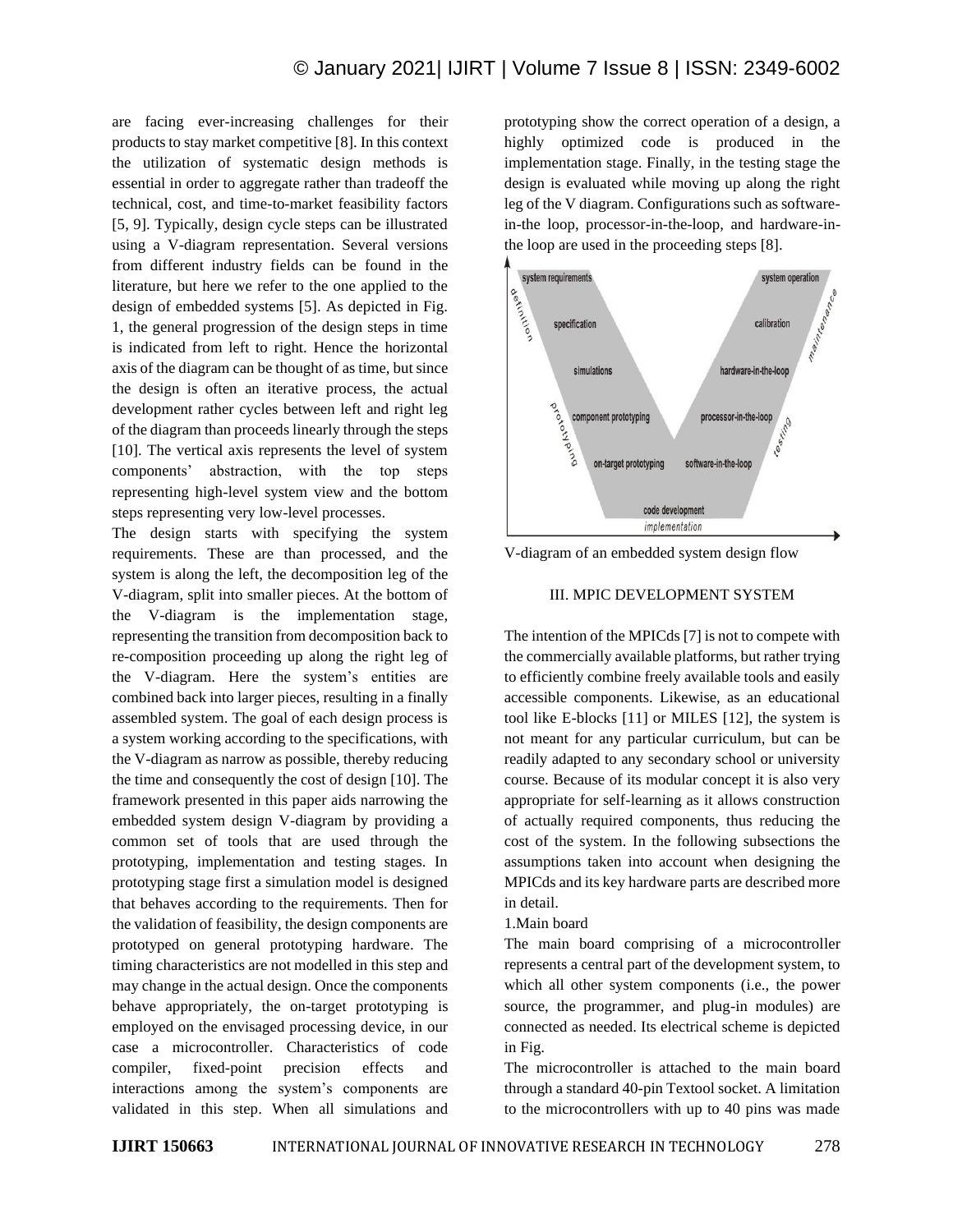are facing ever-increasing challenges for their products to stay market competitive [8]. In this context the utilization of systematic design methods is essential in order to aggregate rather than tradeoff the technical, cost, and time-to-market feasibility factors [5, 9]. Typically, design cycle steps can be illustrated using a V-diagram representation. Several versions from different industry fields can be found in the literature, but here we refer to the one applied to the design of embedded systems [5]. As depicted in Fig. 1, the general progression of the design steps in time is indicated from left to right. Hence the horizontal axis of the diagram can be thought of as time, but since the design is often an iterative process, the actual development rather cycles between left and right leg of the diagram than proceeds linearly through the steps [10]. The vertical axis represents the level of system components' abstraction, with the top steps representing high-level system view and the bottom steps representing very low-level processes.

The design starts with specifying the system requirements. These are than processed, and the system is along the left, the decomposition leg of the V-diagram, split into smaller pieces. At the bottom of the V-diagram is the implementation stage, representing the transition from decomposition back to re-composition proceeding up along the right leg of the V-diagram. Here the system's entities are combined back into larger pieces, resulting in a finally assembled system. The goal of each design process is a system working according to the specifications, with the V-diagram as narrow as possible, thereby reducing the time and consequently the cost of design [10]. The framework presented in this paper aids narrowing the embedded system design V-diagram by providing a common set of tools that are used through the prototyping, implementation and testing stages. In prototyping stage first a simulation model is designed that behaves according to the requirements. Then for the validation of feasibility, the design components are prototyped on general prototyping hardware. The timing characteristics are not modelled in this step and may change in the actual design. Once the components behave appropriately, the on-target prototyping is employed on the envisaged processing device, in our case a microcontroller. Characteristics of code compiler, fixed-point precision effects and interactions among the system's components are validated in this step. When all simulations and prototyping show the correct operation of a design, a highly optimized code is produced in the implementation stage. Finally, in the testing stage the design is evaluated while moving up along the right leg of the V diagram. Configurations such as software-in-the loop, processor-in-the-loop, and hardware-in-the loop are used in the proceeding steps [8].

system requirements | specification | simulations | component prototyping | on-target prototyping | code development | software-in-the-loop | processor-in-the-loop | hardware-in-the-loop | calibration | system operation
definition | prototyping | implementation | testing | maintenance

V-diagram of an embedded system design flow

## III. MPIC DEVELOPMENT SYSTEM

The intention of the MPICds [7] is not to compete with the commercially available platforms, but rather trying to efficiently combine freely available tools and easily accessible components. Likewise, as an educational tool like E-blocks [11] or MILES [12], the system is not meant for any particular curriculum, but can be readily adapted to any secondary school or university course. Because of its modular concept it is also very appropriate for self-learning as it allows construction of actually required components, thus reducing the cost of the system. In the following subsections the assumptions taken into account when designing the MPICds and its key hardware parts are described more in detail.

### 1.Main board

The main board comprising of a microcontroller represents a central part of the development system, to which all other system components (i.e., the power source, the programmer, and plug-in modules) are connected as needed. Its electrical scheme is depicted in Fig.

The microcontroller is attached to the main board through a standard 40-pin Textool socket. A limitation to the microcontrollers with up to 40 pins was made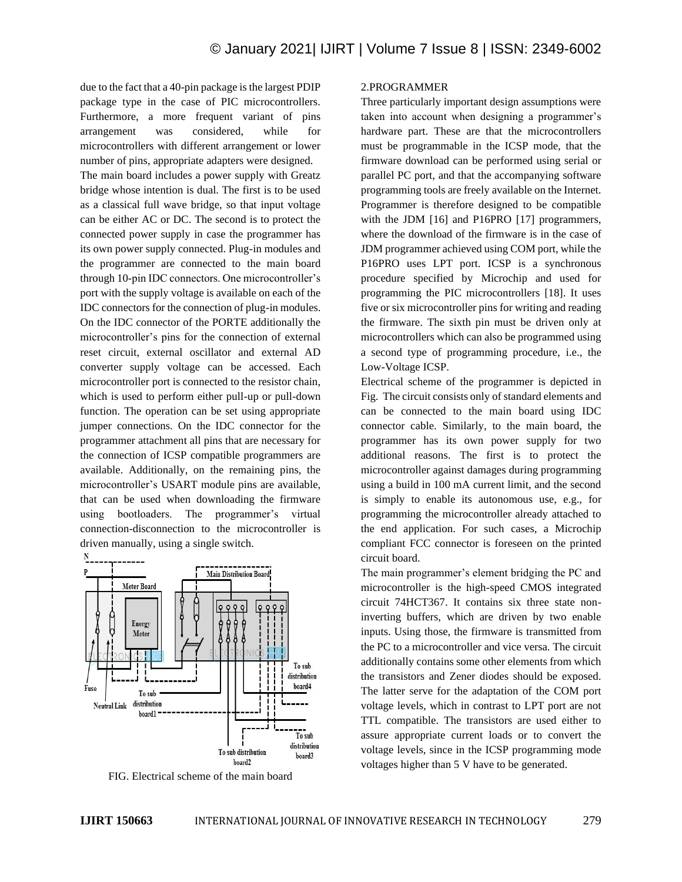due to the fact that a 40-pin package is the largest PDIP package type in the case of PIC microcontrollers. Furthermore, a more frequent variant of pins arrangement was considered, while for microcontrollers with different arrangement or lower number of pins, appropriate adapters were designed.

The main board includes a power supply with Greatz bridge whose intention is dual. The first is to be used as a classical full wave bridge, so that input voltage can be either AC or DC. The second is to protect the connected power supply in case the programmer has its own power supply connected. Plug-in modules and the programmer are connected to the main board through 10-pin IDC connectors. One microcontroller's port with the supply voltage is available on each of the IDC connectors for the connection of plug-in modules. On the IDC connector of the PORTE additionally the microcontroller's pins for the connection of external reset circuit, external oscillator and external AD converter supply voltage can be accessed. Each microcontroller port is connected to the resistor chain, which is used to perform either pull-up or pull-down function. The operation can be set using appropriate jumper connections. On the IDC connector for the programmer attachment all pins that are necessary for the connection of ICSP compatible programmers are available. Additionally, on the remaining pins, the microcontroller's USART module pins are available, that can be used when downloading the firmware using bootloaders. The programmer's virtual connection-disconnection to the microcontroller is driven manually, using a single switch.

FIG. Electrical scheme of the main board

## 2.PROGRAMMER

Three particularly important design assumptions were taken into account when designing a programmer's hardware part. These are that the microcontrollers must be programmable in the ICSP mode, that the firmware download can be performed using serial or parallel PC port, and that the accompanying software programming tools are freely available on the Internet. Programmer is therefore designed to be compatible with the JDM [16] and P16PRO [17] programmers, where the download of the firmware is in the case of JDM programmer achieved using COM port, while the P16PRO uses LPT port. ICSP is a synchronous procedure specified by Microchip and used for programming the PIC microcontrollers [18]. It uses five or six microcontroller pins for writing and reading the firmware. The sixth pin must be driven only at microcontrollers which can also be programmed using a second type of programming procedure, i.e., the Low-Voltage ICSP.

Electrical scheme of the programmer is depicted in Fig. The circuit consists only of standard elements and can be connected to the main board using IDC connector cable. Similarly, to the main board, the programmer has its own power supply for two additional reasons. The first is to protect the microcontroller against damages during programming using a build in 100 mA current limit, and the second is simply to enable its autonomous use, e.g., for programming the microcontroller already attached to the end application. For such cases, a Microchip compliant FCC connector is foreseen on the printed circuit board.

The main programmer's element bridging the PC and microcontroller is the high-speed CMOS integrated circuit 74HCT367. It contains six three state non-inverting buffers, which are driven by two enable inputs. Using those, the firmware is transmitted from the PC to a microcontroller and vice versa. The circuit additionally contains some other elements from which the transistors and Zener diodes should be exposed. The latter serve for the adaptation of the COM port voltage levels, which in contrast to LPT port are not TTL compatible. The transistors are used either to assure appropriate current loads or to convert the voltage levels, since in the ICSP programming mode voltages higher than 5 V have to be generated.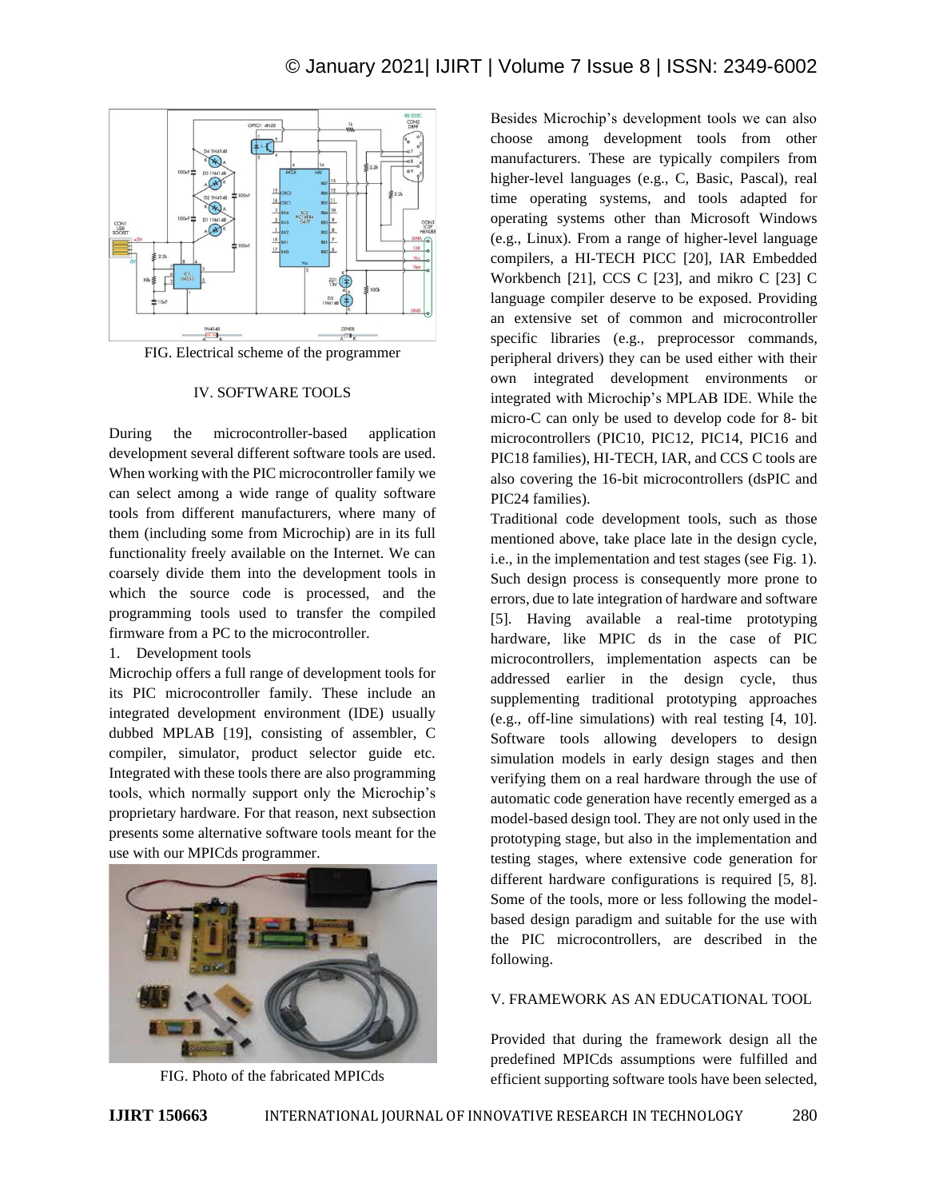FIG. Electrical scheme of the programmer

## IV. SOFTWARE TOOLS

During the microcontroller-based application development several different software tools are used. When working with the PIC microcontroller family we can select among a wide range of quality software tools from different manufacturers, where many of them (including some from Microchip) are in its full functionality freely available on the Internet. We can coarsely divide them into the development tools in which the source code is processed, and the programming tools used to transfer the compiled firmware from a PC to the microcontroller.

1. Development tools

Microchip offers a full range of development tools for its PIC microcontroller family. These include an integrated development environment (IDE) usually dubbed MPLAB [19], consisting of assembler, C compiler, simulator, product selector guide etc. Integrated with these tools there are also programming tools, which normally support only the Microchip's proprietary hardware. For that reason, next subsection presents some alternative software tools meant for the use with our MPICds programmer.

FIG. Photo of the fabricated MPICds

Besides Microchip's development tools we can also choose among development tools from other manufacturers. These are typically compilers from higher-level languages (e.g., C, Basic, Pascal), real time operating systems, and tools adapted for operating systems other than Microsoft Windows (e.g., Linux). From a range of higher-level language compilers, a HI-TECH PICC [20], IAR Embedded Workbench [21], CCS C [23], and mikro C [23] C language compiler deserve to be exposed. Providing an extensive set of common and microcontroller specific libraries (e.g., preprocessor commands, peripheral drivers) they can be used either with their own integrated development environments or integrated with Microchip's MPLAB IDE. While the micro-C can only be used to develop code for 8- bit microcontrollers (PIC10, PIC12, PIC14, PIC16 and PIC18 families), HI-TECH, IAR, and CCS C tools are also covering the 16-bit microcontrollers (dsPIC and PIC24 families).

Traditional code development tools, such as those mentioned above, take place late in the design cycle, i.e., in the implementation and test stages (see Fig. 1). Such design process is consequently more prone to errors, due to late integration of hardware and software [5]. Having available a real-time prototyping hardware, like MPIC ds in the case of PIC microcontrollers, implementation aspects can be addressed earlier in the design cycle, thus supplementing traditional prototyping approaches (e.g., off-line simulations) with real testing [4, 10]. Software tools allowing developers to design simulation models in early design stages and then verifying them on a real hardware through the use of automatic code generation have recently emerged as a model-based design tool. They are not only used in the prototyping stage, but also in the implementation and testing stages, where extensive code generation for different hardware configurations is required [5, 8]. Some of the tools, more or less following the model-based design paradigm and suitable for the use with the PIC microcontrollers, are described in the following.

## V. FRAMEWORK AS AN EDUCATIONAL TOOL

Provided that during the framework design all the predefined MPICds assumptions were fulfilled and efficient supporting software tools have been selected,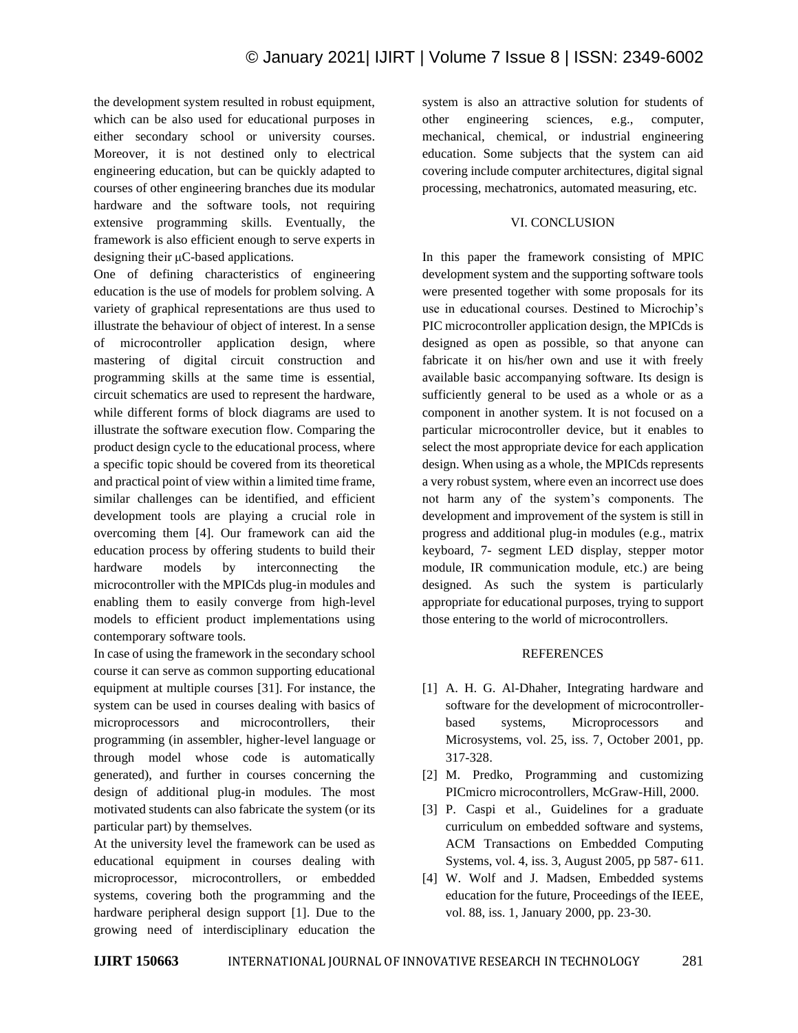the development system resulted in robust equipment, which can be also used for educational purposes in either secondary school or university courses. Moreover, it is not destined only to electrical engineering education, but can be quickly adapted to courses of other engineering branches due its modular hardware and the software tools, not requiring extensive programming skills. Eventually, the framework is also efficient enough to serve experts in designing their µC-based applications.

One of defining characteristics of engineering education is the use of models for problem solving. A variety of graphical representations are thus used to illustrate the behaviour of object of interest. In a sense of microcontroller application design, where mastering of digital circuit construction and programming skills at the same time is essential, circuit schematics are used to represent the hardware, while different forms of block diagrams are used to illustrate the software execution flow. Comparing the product design cycle to the educational process, where a specific topic should be covered from its theoretical and practical point of view within a limited time frame, similar challenges can be identified, and efficient development tools are playing a crucial role in overcoming them [4]. Our framework can aid the education process by offering students to build their hardware models by interconnecting the microcontroller with the MPICds plug-in modules and enabling them to easily converge from high-level models to efficient product implementations using contemporary software tools.

In case of using the framework in the secondary school course it can serve as common supporting educational equipment at multiple courses [31]. For instance, the system can be used in courses dealing with basics of microprocessors and microcontrollers, their programming (in assembler, higher-level language or through model whose code is automatically generated), and further in courses concerning the design of additional plug-in modules. The most motivated students can also fabricate the system (or its particular part) by themselves.

At the university level the framework can be used as educational equipment in courses dealing with microprocessor, microcontrollers, or embedded systems, covering both the programming and the hardware peripheral design support [1]. Due to the growing need of interdisciplinary education the system is also an attractive solution for students of other engineering sciences, e.g., computer, mechanical, chemical, or industrial engineering education. Some subjects that the system can aid covering include computer architectures, digital signal processing, mechatronics, automated measuring, etc.

## VI. CONCLUSION

In this paper the framework consisting of MPIC development system and the supporting software tools were presented together with some proposals for its use in educational courses. Destined to Microchip's PIC microcontroller application design, the MPICds is designed as open as possible, so that anyone can fabricate it on his/her own and use it with freely available basic accompanying software. Its design is sufficiently general to be used as a whole or as a component in another system. It is not focused on a particular microcontroller device, but it enables to select the most appropriate device for each application design. When using as a whole, the MPICds represents a very robust system, where even an incorrect use does not harm any of the system's components. The development and improvement of the system is still in progress and additional plug-in modules (e.g., matrix keyboard, 7- segment LED display, stepper motor module, IR communication module, etc.) are being designed. As such the system is particularly appropriate for educational purposes, trying to support those entering to the world of microcontrollers.

## REFERENCES

[1] A. H. G. Al-Dhaher, Integrating hardware and software for the development of microcontroller-based systems, Microprocessors and Microsystems, vol. 25, iss. 7, October 2001, pp. 317-328.

[2] M. Predko, Programming and customizing PICmicro microcontrollers, McGraw-Hill, 2000.

[3] P. Caspi et al., Guidelines for a graduate curriculum on embedded software and systems, ACM Transactions on Embedded Computing Systems, vol. 4, iss. 3, August 2005, pp 587- 611.

[4] W. Wolf and J. Madsen, Embedded systems education for the future, Proceedings of the IEEE, vol. 88, iss. 1, January 2000, pp. 23-30.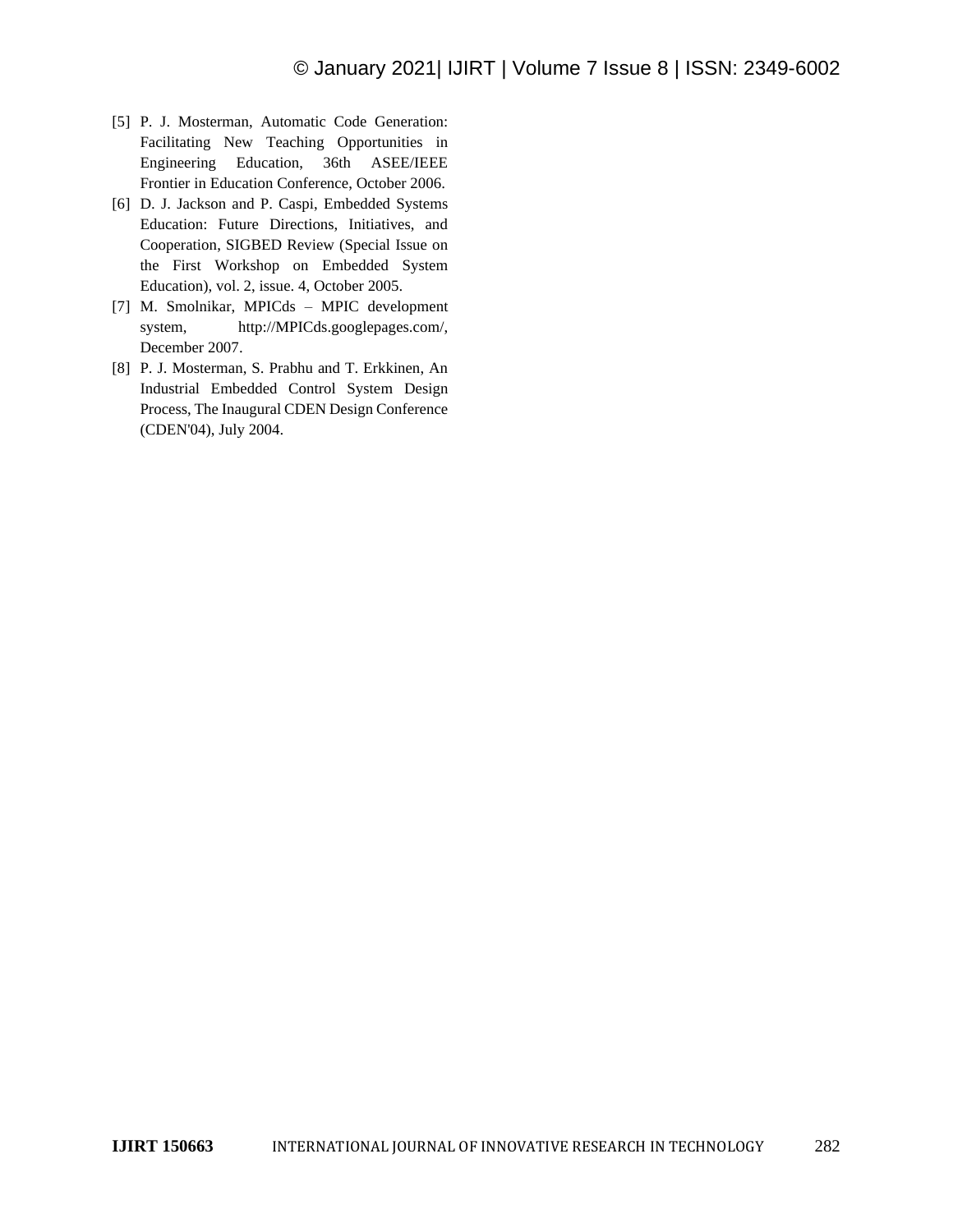[5] P. J. Mosterman, Automatic Code Generation: Facilitating New Teaching Opportunities in Engineering Education, 36th ASEE/IEEE Frontier in Education Conference, October 2006.

[6] D. J. Jackson and P. Caspi, Embedded Systems Education: Future Directions, Initiatives, and Cooperation, SIGBED Review (Special Issue on the First Workshop on Embedded System Education), vol. 2, issue. 4, October 2005.

[7] M. Smolnikar, MPICds – MPIC development system, http://MPICds.googlepages.com/, December 2007.

[8] P. J. Mosterman, S. Prabhu and T. Erkkinen, An Industrial Embedded Control System Design Process, The Inaugural CDEN Design Conference (CDEN'04), July 2004.